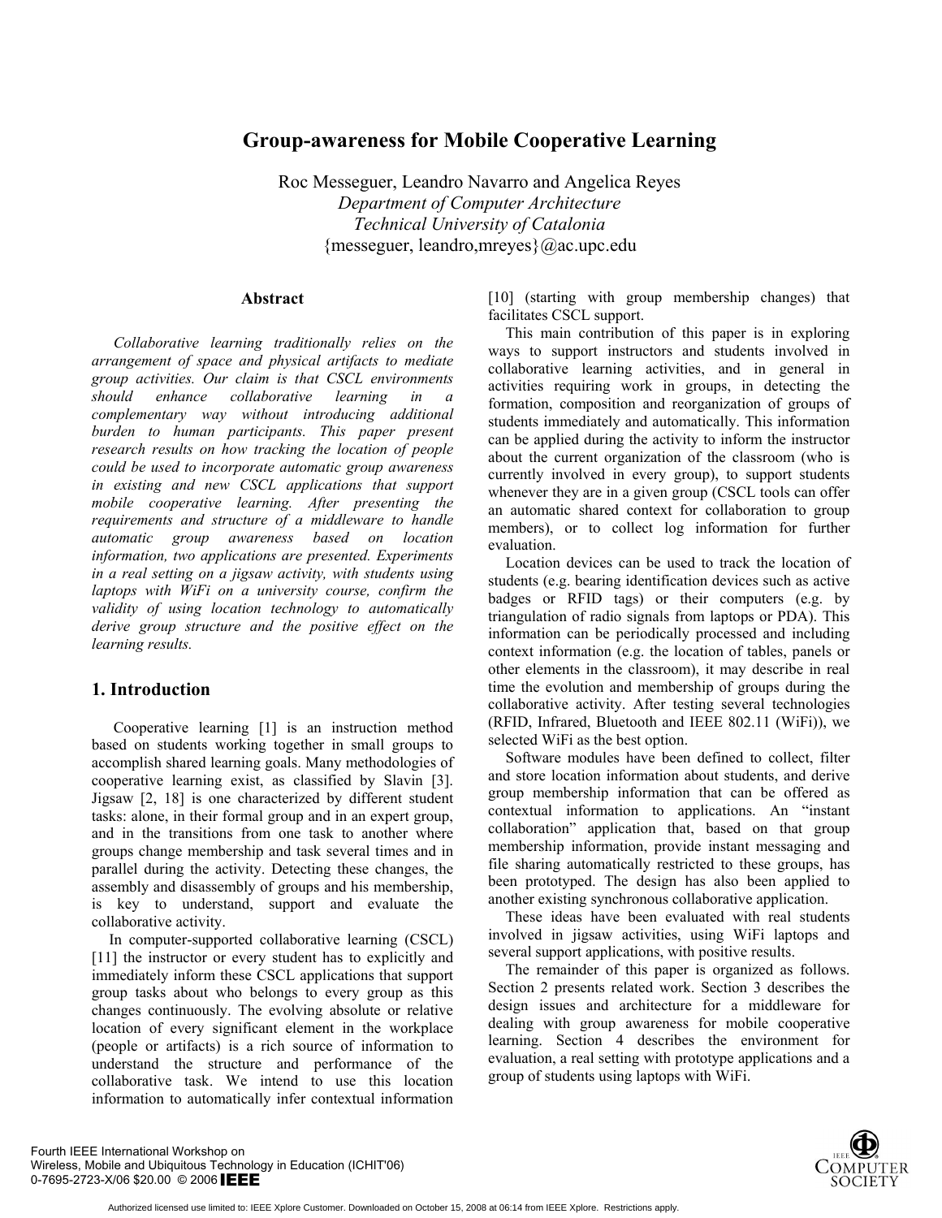# Group-awareness for Mobile Cooperative Learning

Roc Messeguer, Leandro Navarro and Angelica Reyes
*Department of Computer Architecture*
*Technical University of Catalonia*
{messeguer, leandro,mreyes}@ac.upc.edu

## Abstract

*Collaborative learning traditionally relies on the arrangement of space and physical artifacts to mediate group activities. Our claim is that CSCL environments should enhance collaborative learning in a complementary way without introducing additional burden to human participants. This paper present research results on how tracking the location of people could be used to incorporate automatic group awareness in existing and new CSCL applications that support mobile cooperative learning. After presenting the requirements and structure of a middleware to handle automatic group awareness based on location information, two applications are presented. Experiments in a real setting on a jigsaw activity, with students using laptops with WiFi on a university course, confirm the validity of using location technology to automatically derive group structure and the positive effect on the learning results.*

## 1. Introduction

Cooperative learning [1] is an instruction method based on students working together in small groups to accomplish shared learning goals. Many methodologies of cooperative learning exist, as classified by Slavin [3]. Jigsaw [2, 18] is one characterized by different student tasks: alone, in their formal group and in an expert group, and in the transitions from one task to another where groups change membership and task several times and in parallel during the activity. Detecting these changes, the assembly and disassembly of groups and his membership, is key to understand, support and evaluate the collaborative activity.

In computer-supported collaborative learning (CSCL) [11] the instructor or every student has to explicitly and immediately inform these CSCL applications that support group tasks about who belongs to every group as this changes continuously. The evolving absolute or relative location of every significant element in the workplace (people or artifacts) is a rich source of information to understand the structure and performance of the collaborative task. We intend to use this location information to automatically infer contextual information [10] (starting with group membership changes) that facilitates CSCL support.

This main contribution of this paper is in exploring ways to support instructors and students involved in collaborative learning activities, and in general in activities requiring work in groups, in detecting the formation, composition and reorganization of groups of students immediately and automatically. This information can be applied during the activity to inform the instructor about the current organization of the classroom (who is currently involved in every group), to support students whenever they are in a given group (CSCL tools can offer an automatic shared context for collaboration to group members), or to collect log information for further evaluation.

Location devices can be used to track the location of students (e.g. bearing identification devices such as active badges or RFID tags) or their computers (e.g. by triangulation of radio signals from laptops or PDA). This information can be periodically processed and including context information (e.g. the location of tables, panels or other elements in the classroom), it may describe in real time the evolution and membership of groups during the collaborative activity. After testing several technologies (RFID, Infrared, Bluetooth and IEEE 802.11 (WiFi)), we selected WiFi as the best option.

Software modules have been defined to collect, filter and store location information about students, and derive group membership information that can be offered as contextual information to applications. An "instant collaboration" application that, based on that group membership information, provide instant messaging and file sharing automatically restricted to these groups, has been prototyped. The design has also been applied to another existing synchronous collaborative application.

These ideas have been evaluated with real students involved in jigsaw activities, using WiFi laptops and several support applications, with positive results.

The remainder of this paper is organized as follows. Section 2 presents related work. Section 3 describes the design issues and architecture for a middleware for dealing with group awareness for mobile cooperative learning. Section 4 describes the environment for evaluation, a real setting with prototype applications and a group of students using laptops with WiFi.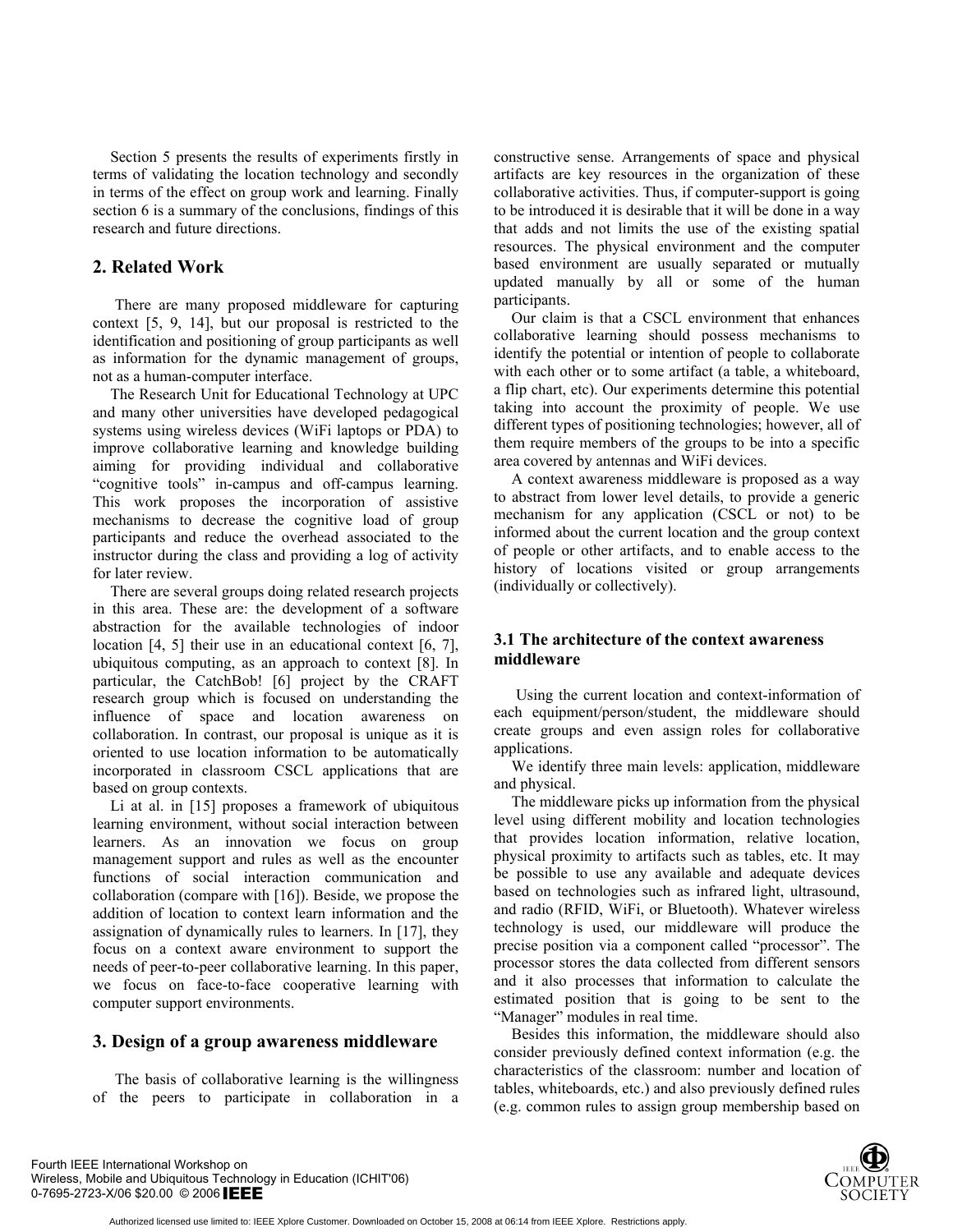Section 5 presents the results of experiments firstly in terms of validating the location technology and secondly in terms of the effect on group work and learning. Finally section 6 is a summary of the conclusions, findings of this research and future directions.

## 2. Related Work

There are many proposed middleware for capturing context [5, 9, 14], but our proposal is restricted to the identification and positioning of group participants as well as information for the dynamic management of groups, not as a human-computer interface.

The Research Unit for Educational Technology at UPC and many other universities have developed pedagogical systems using wireless devices (WiFi laptops or PDA) to improve collaborative learning and knowledge building aiming for providing individual and collaborative "cognitive tools" in-campus and off-campus learning. This work proposes the incorporation of assistive mechanisms to decrease the cognitive load of group participants and reduce the overhead associated to the instructor during the class and providing a log of activity for later review.

There are several groups doing related research projects in this area. These are: the development of a software abstraction for the available technologies of indoor location [4, 5] their use in an educational context [6, 7], ubiquitous computing, as an approach to context [8]. In particular, the CatchBob! [6] project by the CRAFT research group which is focused on understanding the influence of space and location awareness on collaboration. In contrast, our proposal is unique as it is oriented to use location information to be automatically incorporated in classroom CSCL applications that are based on group contexts.

Li at al. in [15] proposes a framework of ubiquitous learning environment, without social interaction between learners. As an innovation we focus on group management support and rules as well as the encounter functions of social interaction communication and collaboration (compare with [16]). Beside, we propose the addition of location to context learn information and the assignation of dynamically rules to learners. In [17], they focus on a context aware environment to support the needs of peer-to-peer collaborative learning. In this paper, we focus on face-to-face cooperative learning with computer support environments.

## 3. Design of a group awareness middleware

The basis of collaborative learning is the willingness of the peers to participate in collaboration in a constructive sense. Arrangements of space and physical artifacts are key resources in the organization of these collaborative activities. Thus, if computer-support is going to be introduced it is desirable that it will be done in a way that adds and not limits the use of the existing spatial resources. The physical environment and the computer based environment are usually separated or mutually updated manually by all or some of the human participants.

Our claim is that a CSCL environment that enhances collaborative learning should possess mechanisms to identify the potential or intention of people to collaborate with each other or to some artifact (a table, a whiteboard, a flip chart, etc). Our experiments determine this potential taking into account the proximity of people. We use different types of positioning technologies; however, all of them require members of the groups to be into a specific area covered by antennas and WiFi devices.

A context awareness middleware is proposed as a way to abstract from lower level details, to provide a generic mechanism for any application (CSCL or not) to be informed about the current location and the group context of people or other artifacts, and to enable access to the history of locations visited or group arrangements (individually or collectively).

### 3.1 The architecture of the context awareness middleware

Using the current location and context-information of each equipment/person/student, the middleware should create groups and even assign roles for collaborative applications.

We identify three main levels: application, middleware and physical.

The middleware picks up information from the physical level using different mobility and location technologies that provides location information, relative location, physical proximity to artifacts such as tables, etc. It may be possible to use any available and adequate devices based on technologies such as infrared light, ultrasound, and radio (RFID, WiFi, or Bluetooth). Whatever wireless technology is used, our middleware will produce the precise position via a component called "processor". The processor stores the data collected from different sensors and it also processes that information to calculate the estimated position that is going to be sent to the "Manager" modules in real time.

Besides this information, the middleware should also consider previously defined context information (e.g. the characteristics of the classroom: number and location of tables, whiteboards, etc.) and also previously defined rules (e.g. common rules to assign group membership based on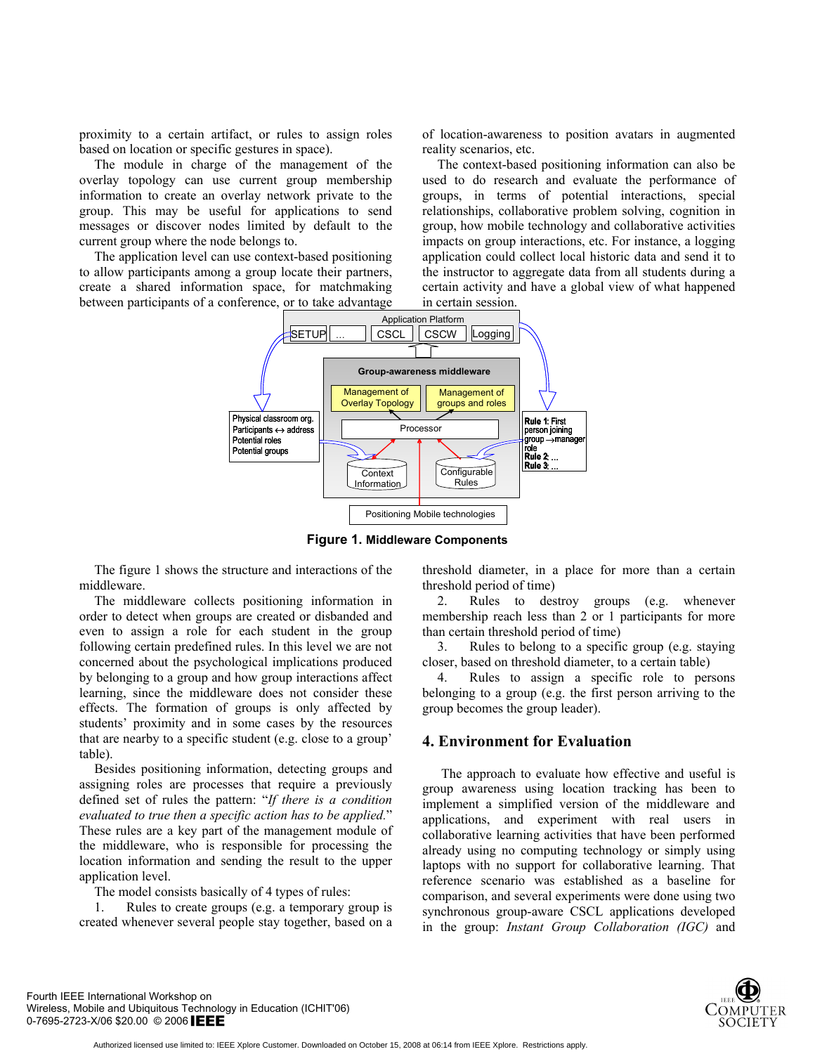proximity to a certain artifact, or rules to assign roles based on location or specific gestures in space).

The module in charge of the management of the overlay topology can use current group membership information to create an overlay network private to the group. This may be useful for applications to send messages or discover nodes limited by default to the current group where the node belongs to.

The application level can use context-based positioning to allow participants among a group locate their partners, create a shared information space, for matchmaking between participants of a conference, or to take advantage of location-awareness to position avatars in augmented reality scenarios, etc.

The context-based positioning information can also be used to do research and evaluate the performance of groups, in terms of potential interactions, special relationships, collaborative problem solving, cognition in group, how mobile technology and collaborative activities impacts on group interactions, etc. For instance, a logging application could collect local historic data and send it to the instructor to aggregate data from all students during a certain activity and have a global view of what happened in certain session.

**Figure 1. Middleware Components**

The figure 1 shows the structure and interactions of the middleware.

The middleware collects positioning information in order to detect when groups are created or disbanded and even to assign a role for each student in the group following certain predefined rules. In this level we are not concerned about the psychological implications produced by belonging to a group and how group interactions affect learning, since the middleware does not consider these effects. The formation of groups is only affected by students' proximity and in some cases by the resources that are nearby to a specific student (e.g. close to a group' table).

Besides positioning information, detecting groups and assigning roles are processes that require a previously defined set of rules the pattern: "*If there is a condition evaluated to true then a specific action has to be applied.*" These rules are a key part of the management module of the middleware, who is responsible for processing the location information and sending the result to the upper application level.

The model consists basically of 4 types of rules:

1. Rules to create groups (e.g. a temporary group is created whenever several people stay together, based on a threshold diameter, in a place for more than a certain threshold period of time)
2. Rules to destroy groups (e.g. whenever membership reach less than 2 or 1 participants for more than certain threshold period of time)
3. Rules to belong to a specific group (e.g. staying closer, based on threshold diameter, to a certain table)
4. Rules to assign a specific role to persons belonging to a group (e.g. the first person arriving to the group becomes the group leader).

## 4. Environment for Evaluation

The approach to evaluate how effective and useful is group awareness using location tracking has been to implement a simplified version of the middleware and applications, and experiment with real users in collaborative learning activities that have been performed already using no computing technology or simply using laptops with no support for collaborative learning. That reference scenario was established as a baseline for comparison, and several experiments were done using two synchronous group-aware CSCL applications developed in the group: *Instant Group Collaboration (IGC)* and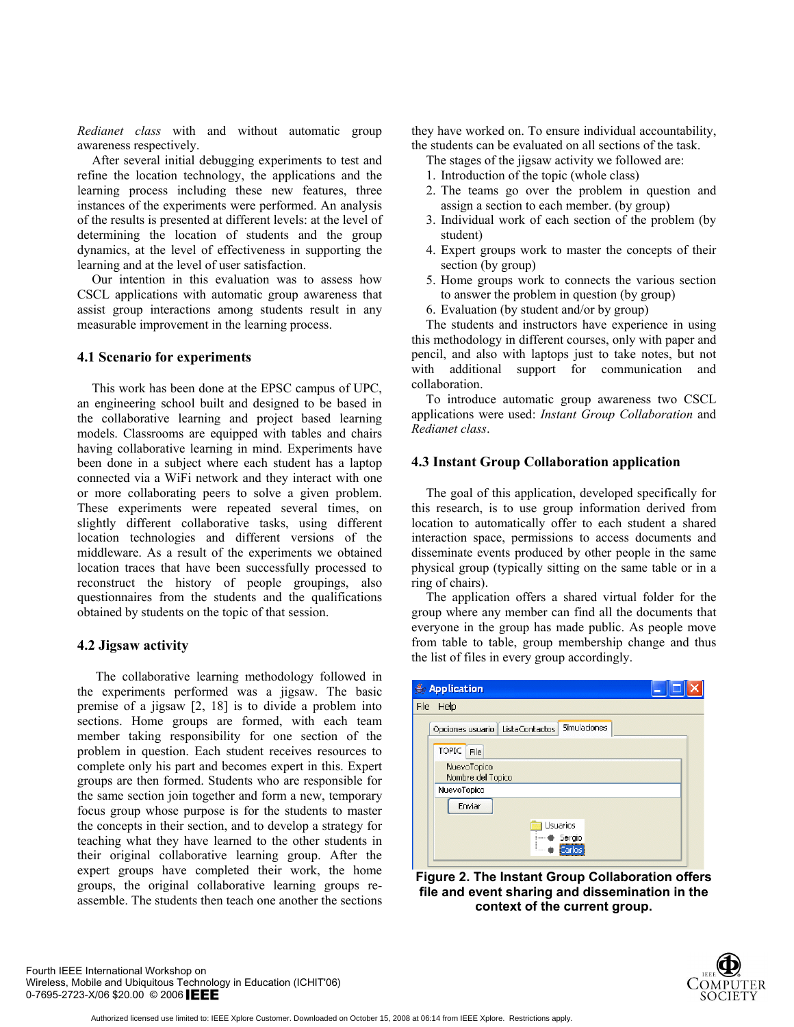*Redianet class* with and without automatic group awareness respectively.

After several initial debugging experiments to test and refine the location technology, the applications and the learning process including these new features, three instances of the experiments were performed. An analysis of the results is presented at different levels: at the level of determining the location of students and the group dynamics, at the level of effectiveness in supporting the learning and at the level of user satisfaction.

Our intention in this evaluation was to assess how CSCL applications with automatic group awareness that assist group interactions among students result in any measurable improvement in the learning process.

### 4.1 Scenario for experiments

This work has been done at the EPSC campus of UPC, an engineering school built and designed to be based in the collaborative learning and project based learning models. Classrooms are equipped with tables and chairs having collaborative learning in mind. Experiments have been done in a subject where each student has a laptop connected via a WiFi network and they interact with one or more collaborating peers to solve a given problem. These experiments were repeated several times, on slightly different collaborative tasks, using different location technologies and different versions of the middleware. As a result of the experiments we obtained location traces that have been successfully processed to reconstruct the history of people groupings, also questionnaires from the students and the qualifications obtained by students on the topic of that session.

### 4.2 Jigsaw activity

The collaborative learning methodology followed in the experiments performed was a jigsaw. The basic premise of a jigsaw [2, 18] is to divide a problem into sections. Home groups are formed, with each team member taking responsibility for one section of the problem in question. Each student receives resources to complete only his part and becomes expert in this. Expert groups are then formed. Students who are responsible for the same section join together and form a new, temporary focus group whose purpose is for the students to master the concepts in their section, and to develop a strategy for teaching what they have learned to the other students in their original collaborative learning group. After the expert groups have completed their work, the home groups, the original collaborative learning groups re-assemble. The students then teach one another the sections they have worked on. To ensure individual accountability, the students can be evaluated on all sections of the task.

The stages of the jigsaw activity we followed are:

1. Introduction of the topic (whole class)
2. The teams go over the problem in question and assign a section to each member. (by group)
3. Individual work of each section of the problem (by student)
4. Expert groups work to master the concepts of their section (by group)
5. Home groups work to connects the various section to answer the problem in question (by group)
6. Evaluation (by student and/or by group)

The students and instructors have experience in using this methodology in different courses, only with paper and pencil, and also with laptops just to take notes, but not with additional support for communication and collaboration.

To introduce automatic group awareness two CSCL applications were used: *Instant Group Collaboration* and *Redianet class*.

### 4.3 Instant Group Collaboration application

The goal of this application, developed specifically for this research, is to use group information derived from location to automatically offer to each student a shared interaction space, permissions to access documents and disseminate events produced by other people in the same physical group (typically sitting on the same table or in a ring of chairs).

The application offers a shared virtual folder for the group where any member can find all the documents that everyone in the group has made public. As people move from table to table, group membership change and thus the list of files in every group accordingly.

**Figure 2. The Instant Group Collaboration offers file and event sharing and dissemination in the context of the current group.**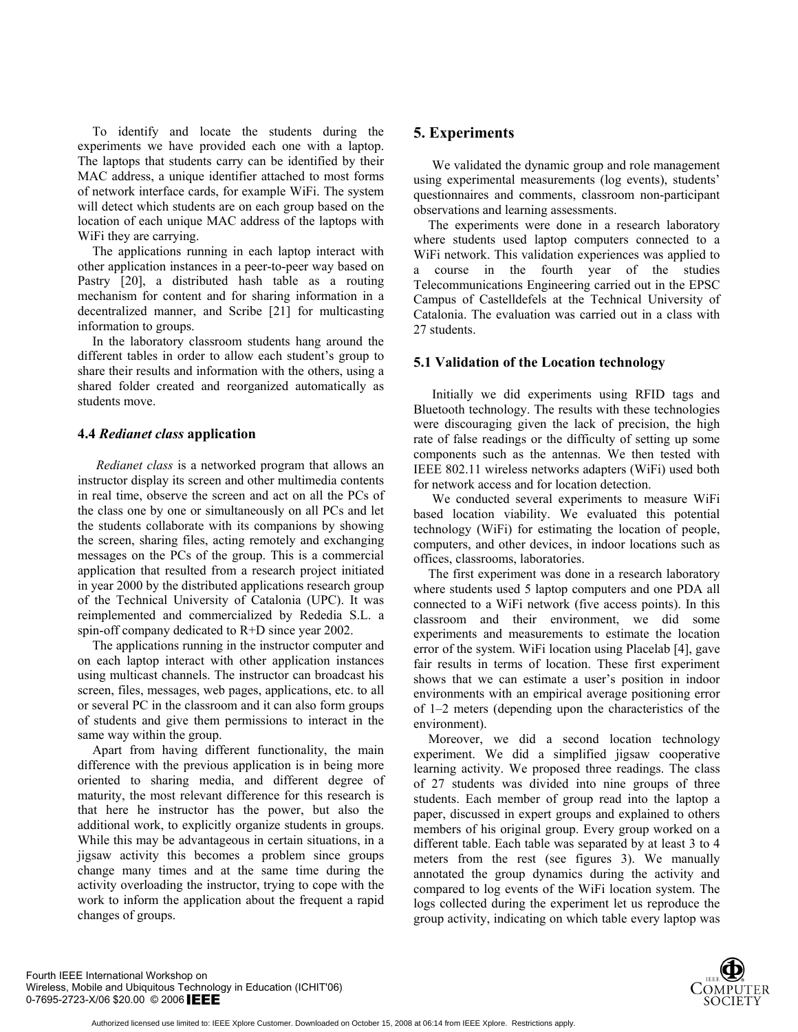To identify and locate the students during the experiments we have provided each one with a laptop. The laptops that students carry can be identified by their MAC address, a unique identifier attached to most forms of network interface cards, for example WiFi. The system will detect which students are on each group based on the location of each unique MAC address of the laptops with WiFi they are carrying.

The applications running in each laptop interact with other application instances in a peer-to-peer way based on Pastry [20], a distributed hash table as a routing mechanism for content and for sharing information in a decentralized manner, and Scribe [21] for multicasting information to groups.

In the laboratory classroom students hang around the different tables in order to allow each student's group to share their results and information with the others, using a shared folder created and reorganized automatically as students move.

### 4.4 *Redianet class* application

*Redianet class* is a networked program that allows an instructor display its screen and other multimedia contents in real time, observe the screen and act on all the PCs of the class one by one or simultaneously on all PCs and let the students collaborate with its companions by showing the screen, sharing files, acting remotely and exchanging messages on the PCs of the group. This is a commercial application that resulted from a research project initiated in year 2000 by the distributed applications research group of the Technical University of Catalonia (UPC). It was reimplemented and commercialized by Rededia S.L. a spin-off company dedicated to R+D since year 2002.

The applications running in the instructor computer and on each laptop interact with other application instances using multicast channels. The instructor can broadcast his screen, files, messages, web pages, applications, etc. to all or several PC in the classroom and it can also form groups of students and give them permissions to interact in the same way within the group.

Apart from having different functionality, the main difference with the previous application is in being more oriented to sharing media, and different degree of maturity, the most relevant difference for this research is that here he instructor has the power, but also the additional work, to explicitly organize students in groups. While this may be advantageous in certain situations, in a jigsaw activity this becomes a problem since groups change many times and at the same time during the activity overloading the instructor, trying to cope with the work to inform the application about the frequent a rapid changes of groups.

## 5. Experiments

We validated the dynamic group and role management using experimental measurements (log events), students' questionnaires and comments, classroom non-participant observations and learning assessments.

The experiments were done in a research laboratory where students used laptop computers connected to a WiFi network. This validation experiences was applied to a course in the fourth year of the studies Telecommunications Engineering carried out in the EPSC Campus of Castelldefels at the Technical University of Catalonia. The evaluation was carried out in a class with 27 students.

### 5.1 Validation of the Location technology

Initially we did experiments using RFID tags and Bluetooth technology. The results with these technologies were discouraging given the lack of precision, the high rate of false readings or the difficulty of setting up some components such as the antennas. We then tested with IEEE 802.11 wireless networks adapters (WiFi) used both for network access and for location detection.

We conducted several experiments to measure WiFi based location viability. We evaluated this potential technology (WiFi) for estimating the location of people, computers, and other devices, in indoor locations such as offices, classrooms, laboratories.

The first experiment was done in a research laboratory where students used 5 laptop computers and one PDA all connected to a WiFi network (five access points). In this classroom and their environment, we did some experiments and measurements to estimate the location error of the system. WiFi location using Placelab [4], gave fair results in terms of location. These first experiment shows that we can estimate a user's position in indoor environments with an empirical average positioning error of 1–2 meters (depending upon the characteristics of the environment).

Moreover, we did a second location technology experiment. We did a simplified jigsaw cooperative learning activity. We proposed three readings. The class of 27 students was divided into nine groups of three students. Each member of group read into the laptop a paper, discussed in expert groups and explained to others members of his original group. Every group worked on a different table. Each table was separated by at least 3 to 4 meters from the rest (see figures 3). We manually annotated the group dynamics during the activity and compared to log events of the WiFi location system. The logs collected during the experiment let us reproduce the group activity, indicating on which table every laptop was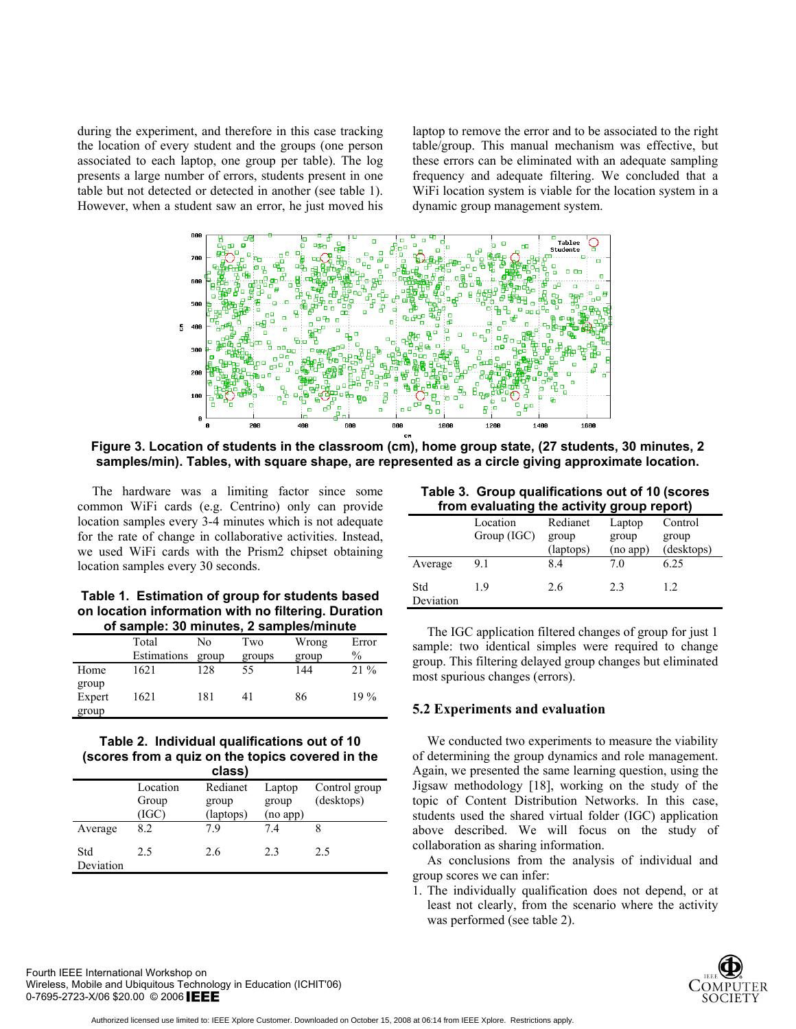during the experiment, and therefore in this case tracking the location of every student and the groups (one person associated to each laptop, one group per table). The log presents a large number of errors, students present in one table but not detected or detected in another (see table 1). However, when a student saw an error, he just moved his laptop to remove the error and to be associated to the right table/group. This manual mechanism was effective, but these errors can be eliminated with an adequate sampling frequency and adequate filtering. We concluded that a WiFi location system is viable for the location system in a dynamic group management system.

**Figure 3. Location of students in the classroom (cm), home group state, (27 students, 30 minutes, 2 samples/min). Tables, with square shape, are represented as a circle giving approximate location.**

The hardware was a limiting factor since some common WiFi cards (e.g. Centrino) only can provide location samples every 3-4 minutes which is not adequate for the rate of change in collaborative activities. Instead, we used WiFi cards with the Prism2 chipset obtaining location samples every 30 seconds.

**Table 1. Estimation of group for students based on location information with no filtering. Duration of sample: 30 minutes, 2 samples/minute**

| | Total Estimations | No group | Two groups | Wrong group | Error % |
|---|---|---|---|---|---|
| Home group | 1621 | 128 | 55 | 144 | 21 % |
| Expert group | 1621 | 181 | 41 | 86 | 19 % |

**Table 2. Individual qualifications out of 10 (scores from a quiz on the topics covered in the class)**

| | Location Group (IGC) | Redianet group (laptops) | Laptop group (no app) | Control group (desktops) |
|---|---|---|---|---|
| Average | 8.2 | 7.9 | 7.4 | 8 |
| Std Deviation | 2.5 | 2.6 | 2.3 | 2.5 |

**Table 3. Group qualifications out of 10 (scores from evaluating the activity group report)**

| | Location Group (IGC) | Redianet group (laptops) | Laptop group (no app) | Control group (desktops) |
|---|---|---|---|---|
| Average | 9.1 | 8.4 | 7.0 | 6.25 |
| Std Deviation | 1.9 | 2.6 | 2.3 | 1.2 |

The IGC application filtered changes of group for just 1 sample: two identical simples were required to change group. This filtering delayed group changes but eliminated most spurious changes (errors).

### 5.2 Experiments and evaluation

We conducted two experiments to measure the viability of determining the group dynamics and role management. Again, we presented the same learning question, using the Jigsaw methodology [18], working on the study of the topic of Content Distribution Networks. In this case, students used the shared virtual folder (IGC) application above described. We will focus on the study of collaboration as sharing information.

As conclusions from the analysis of individual and group scores we can infer:

1. The individually qualification does not depend, or at least not clearly, from the scenario where the activity was performed (see table 2).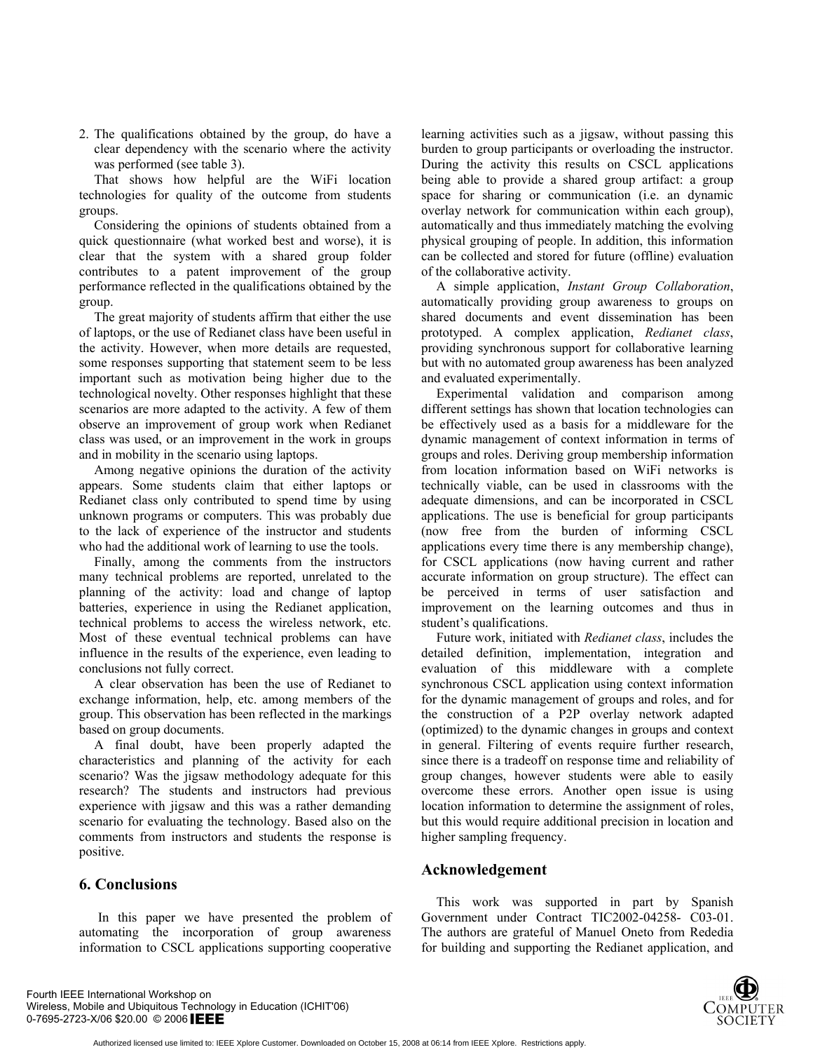2. The qualifications obtained by the group, do have a clear dependency with the scenario where the activity was performed (see table 3).

That shows how helpful are the WiFi location technologies for quality of the outcome from students groups.

Considering the opinions of students obtained from a quick questionnaire (what worked best and worse), it is clear that the system with a shared group folder contributes to a patent improvement of the group performance reflected in the qualifications obtained by the group.

The great majority of students affirm that either the use of laptops, or the use of Redianet class have been useful in the activity. However, when more details are requested, some responses supporting that statement seem to be less important such as motivation being higher due to the technological novelty. Other responses highlight that these scenarios are more adapted to the activity. A few of them observe an improvement of group work when Redianet class was used, or an improvement in the work in groups and in mobility in the scenario using laptops.

Among negative opinions the duration of the activity appears. Some students claim that either laptops or Redianet class only contributed to spend time by using unknown programs or computers. This was probably due to the lack of experience of the instructor and students who had the additional work of learning to use the tools.

Finally, among the comments from the instructors many technical problems are reported, unrelated to the planning of the activity: load and change of laptop batteries, experience in using the Redianet application, technical problems to access the wireless network, etc. Most of these eventual technical problems can have influence in the results of the experience, even leading to conclusions not fully correct.

A clear observation has been the use of Redianet to exchange information, help, etc. among members of the group. This observation has been reflected in the markings based on group documents.

A final doubt, have been properly adapted the characteristics and planning of the activity for each scenario? Was the jigsaw methodology adequate for this research? The students and instructors had previous experience with jigsaw and this was a rather demanding scenario for evaluating the technology. Based also on the comments from instructors and students the response is positive.

## 6. Conclusions

In this paper we have presented the problem of automating the incorporation of group awareness information to CSCL applications supporting cooperative learning activities such as a jigsaw, without passing this burden to group participants or overloading the instructor. During the activity this results on CSCL applications being able to provide a shared group artifact: a group space for sharing or communication (i.e. an dynamic overlay network for communication within each group), automatically and thus immediately matching the evolving physical grouping of people. In addition, this information can be collected and stored for future (offline) evaluation of the collaborative activity.

A simple application, *Instant Group Collaboration*, automatically providing group awareness to groups on shared documents and event dissemination has been prototyped. A complex application, *Redianet class*, providing synchronous support for collaborative learning but with no automated group awareness has been analyzed and evaluated experimentally.

Experimental validation and comparison among different settings has shown that location technologies can be effectively used as a basis for a middleware for the dynamic management of context information in terms of groups and roles. Deriving group membership information from location information based on WiFi networks is technically viable, can be used in classrooms with the adequate dimensions, and can be incorporated in CSCL applications. The use is beneficial for group participants (now free from the burden of informing CSCL applications every time there is any membership change), for CSCL applications (now having current and rather accurate information on group structure). The effect can be perceived in terms of user satisfaction and improvement on the learning outcomes and thus in student's qualifications.

Future work, initiated with *Redianet class*, includes the detailed definition, implementation, integration and evaluation of this middleware with a complete synchronous CSCL application using context information for the dynamic management of groups and roles, and for the construction of a P2P overlay network adapted (optimized) to the dynamic changes in groups and context in general. Filtering of events require further research, since there is a tradeoff on response time and reliability of group changes, however students were able to easily overcome these errors. Another open issue is using location information to determine the assignment of roles, but this would require additional precision in location and higher sampling frequency.

## Acknowledgement

This work was supported in part by Spanish Government under Contract TIC2002-04258- C03-01. The authors are grateful of Manuel Oneto from Rededia for building and supporting the Redianet application, and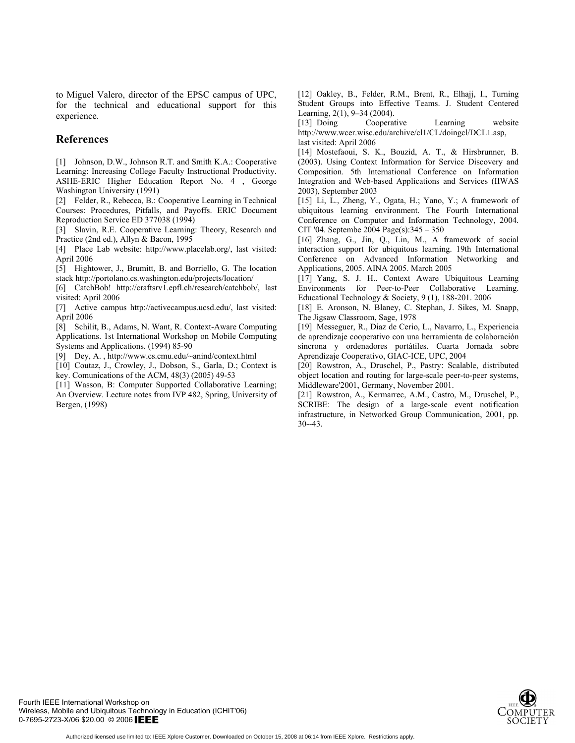to Miguel Valero, director of the EPSC campus of UPC, for the technical and educational support for this experience.

## References

[1] Johnson, D.W., Johnson R.T. and Smith K.A.: Cooperative Learning: Increasing College Faculty Instructional Productivity. ASHE-ERIC Higher Education Report No. 4 , George Washington University (1991)

[2] Felder, R., Rebecca, B.: Cooperative Learning in Technical Courses: Procedures, Pitfalls, and Payoffs. ERIC Document Reproduction Service ED 377038 (1994)

[3] Slavin, R.E. Cooperative Learning: Theory, Research and Practice (2nd ed.), Allyn & Bacon, 1995

[4] Place Lab website: http://www.placelab.org/, last visited: April 2006

[5] Hightower, J., Brumitt, B. and Borriello, G. The location stack http://portolano.cs.washington.edu/projects/location/

[6] CatchBob! http://craftsrv1.epfl.ch/research/catchbob/, last visited: April 2006

[7] Active campus http://activecampus.ucsd.edu/, last visited: April 2006

[8] Schilit, B., Adams, N. Want, R. Context-Aware Computing Applications. 1st International Workshop on Mobile Computing Systems and Applications. (1994) 85-90

[9] Dey, A. , http://www.cs.cmu.edu/~anind/context.html

[10] Coutaz, J., Crowley, J., Dobson, S., Garla, D.; Context is key. Comunications of the ACM, 48(3) (2005) 49-53

[11] Wasson, B: Computer Supported Collaborative Learning; An Overview. Lecture notes from IVP 482, Spring, University of Bergen, (1998)

[12] Oakley, B., Felder, R.M., Brent, R., Elhajj, I., Turning Student Groups into Effective Teams. J. Student Centered Learning, 2(1), 9–34 (2004).

[13] Doing Cooperative Learning website http://www.wcer.wisc.edu/archive/cl1/CL/doingcl/DCL1.asp, last visited: April 2006

[14] Mostefaoui, S. K., Bouzid, A. T., & Hirsbrunner, B. (2003). Using Context Information for Service Discovery and Composition. 5th International Conference on Information Integration and Web-based Applications and Services (IIWAS 2003), September 2003

[15] Li, L., Zheng, Y., Ogata, H.; Yano, Y.; A framework of ubiquitous learning environment. The Fourth International Conference on Computer and Information Technology, 2004. CIT '04. Septembe 2004 Page(s):345 – 350

[16] Zhang, G., Jin, Q., Lin, M., A framework of social interaction support for ubiquitous learning. 19th International Conference on Advanced Information Networking and Applications, 2005. AINA 2005. March 2005

[17] Yang, S. J. H.. Context Aware Ubiquitous Learning Environments for Peer-to-Peer Collaborative Learning. Educational Technology & Society, 9 (1), 188-201. 2006

[18] E. Aronson, N. Blaney, C. Stephan, J. Sikes, M. Snapp, The Jigsaw Classroom, Sage, 1978

[19] Messeguer, R., Diaz de Cerio, L., Navarro, L., Experiencia de aprendizaje cooperativo con una herramienta de colaboración síncrona y ordenadores portátiles. Cuarta Jornada sobre Aprendizaje Cooperativo, GIAC-ICE, UPC, 2004

[20] Rowstron, A., Druschel, P., Pastry: Scalable, distributed object location and routing for large-scale peer-to-peer systems, Middleware'2001, Germany, November 2001.

[21] Rowstron, A., Kermarrec, A.M., Castro, M., Druschel, P., SCRIBE: The design of a large-scale event notification infrastructure, in Networked Group Communication, 2001, pp. 30--43.